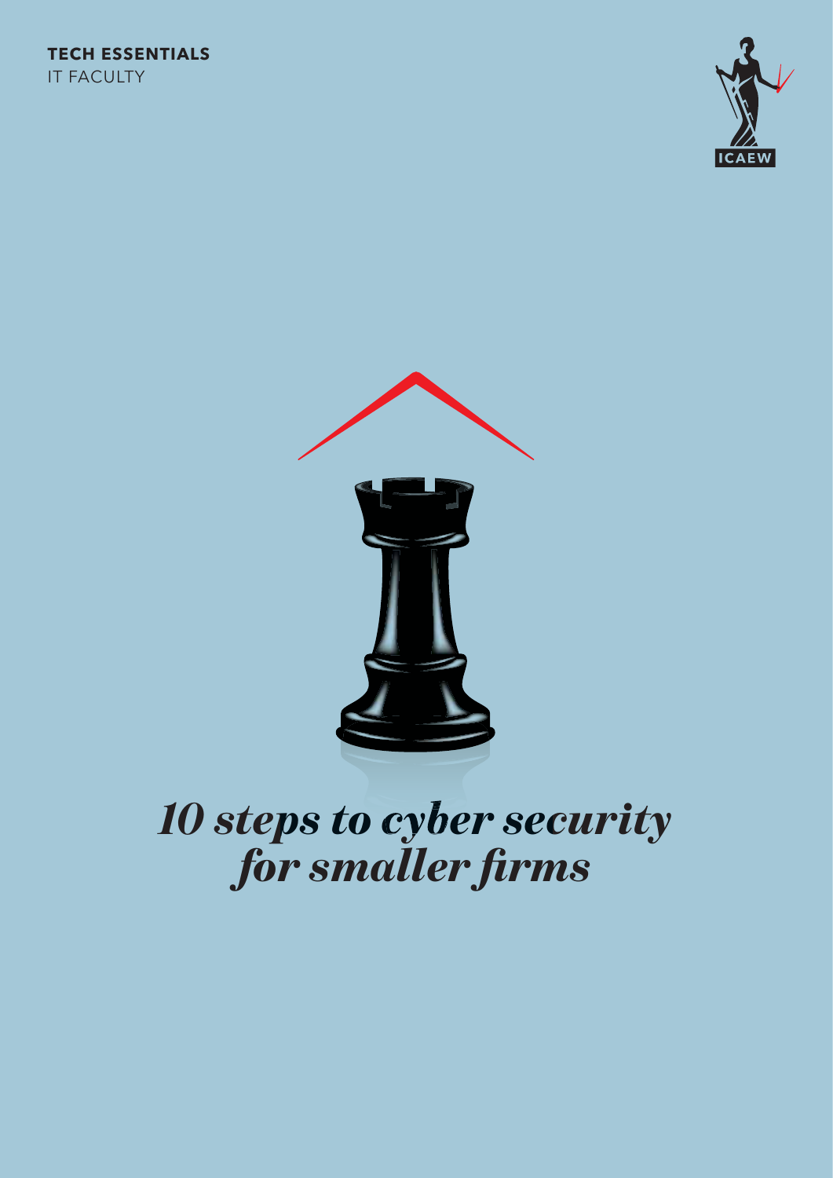**TECH ESSENTIALS**
IT FACULTY

ICAEW

# *10 steps to cyber security for smaller firms*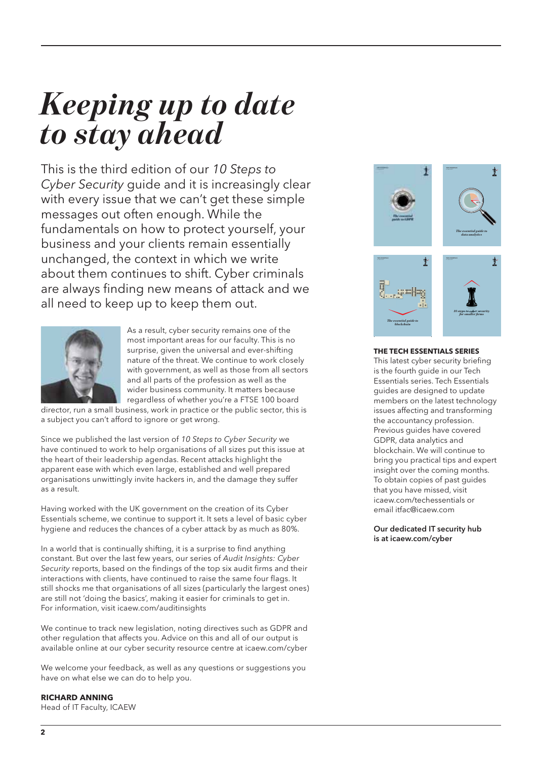# *Keeping up to date to stay ahead*

This is the third edition of our *10 Steps to Cyber Security* guide and it is increasingly clear with every issue that we can't get these simple messages out often enough. While the fundamentals on how to protect yourself, your business and your clients remain essentially unchanged, the context in which we write about them continues to shift. Cyber criminals are always finding new means of attack and we all need to keep up to keep them out.

As a result, cyber security remains one of the most important areas for our faculty. This is no surprise, given the universal and ever-shifting nature of the threat. We continue to work closely with government, as well as those from all sectors and all parts of the profession as well as the wider business community. It matters because regardless of whether you're a FTSE 100 board director, run a small business, work in practice or the public sector, this is a subject you can't afford to ignore or get wrong.

Since we published the last version of *10 Steps to Cyber Security* we have continued to work to help organisations of all sizes put this issue at the heart of their leadership agendas. Recent attacks highlight the apparent ease with which even large, established and well prepared organisations unwittingly invite hackers in, and the damage they suffer as a result.

Having worked with the UK government on the creation of its Cyber Essentials scheme, we continue to support it. It sets a level of basic cyber hygiene and reduces the chances of a cyber attack by as much as 80%.

In a world that is continually shifting, it is a surprise to find anything constant. But over the last few years, our series of *Audit Insights: Cyber Security* reports, based on the findings of the top six audit firms and their interactions with clients, have continued to raise the same four flags. It still shocks me that organisations of all sizes (particularly the largest ones) are still not 'doing the basics', making it easier for criminals to get in. For information, visit icaew.com/auditinsights

We continue to track new legislation, noting directives such as GDPR and other regulation that affects you. Advice on this and all of our output is available online at our cyber security resource centre at icaew.com/cyber

We welcome your feedback, as well as any questions or suggestions you have on what else we can do to help you.

**RICHARD ANNING**
Head of IT Faculty, ICAEW

**THE TECH ESSENTIALS SERIES**

This latest cyber security briefing is the fourth guide in our Tech Essentials series. Tech Essentials guides are designed to update members on the latest technology issues affecting and transforming the accountancy profession. Previous guides have covered GDPR, data analytics and blockchain. We will continue to bring you practical tips and expert insight over the coming months. To obtain copies of past guides that you have missed, visit icaew.com/techessentials or email itfac@icaew.com

**Our dedicated IT security hub is at icaew.com/cyber**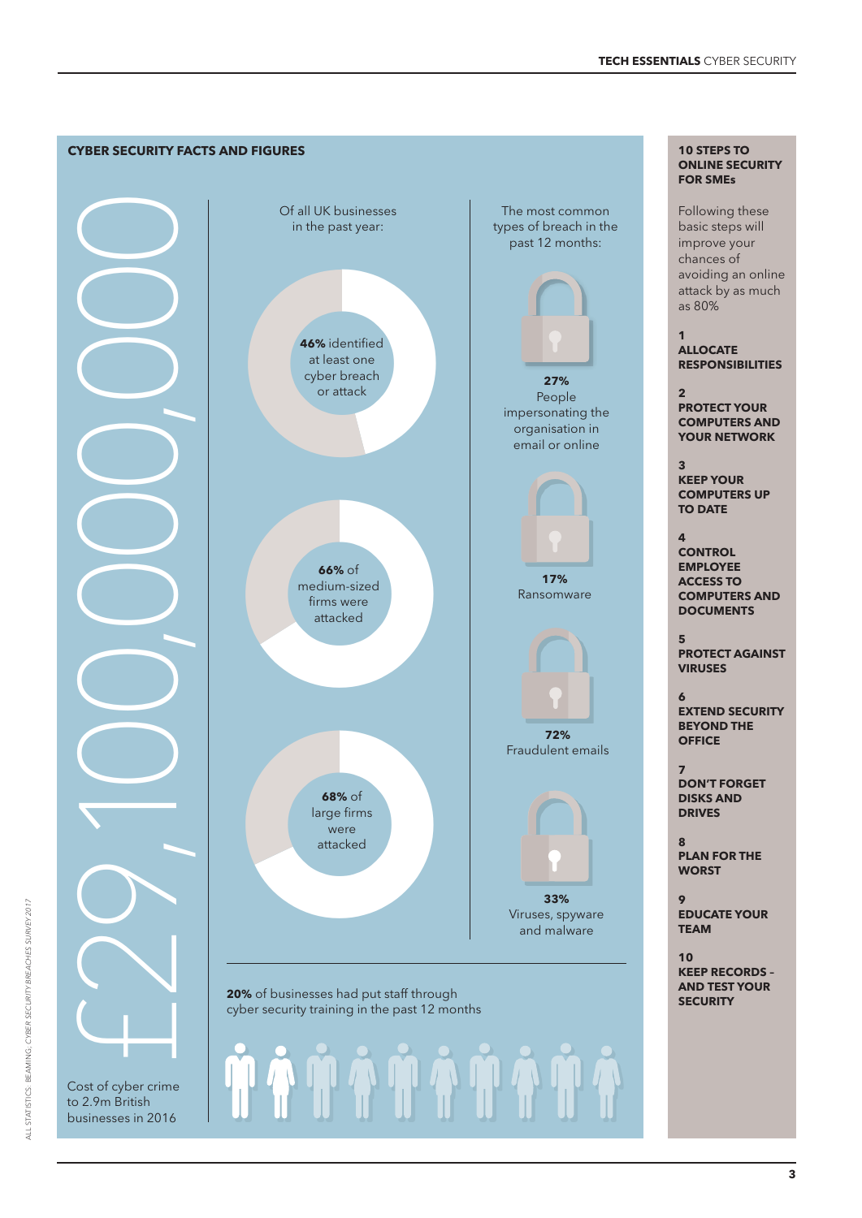## CYBER SECURITY FACTS AND FIGURES

**£29,100,000,000**

Cost of cyber crime to 2.9m British businesses in 2016

Of all UK businesses in the past year:

- **46%** identified at least one cyber breach or attack
- **66%** of medium-sized firms were attacked
- **68%** of large firms were attacked

The most common types of breach in the past 12 months:

- **27%** People impersonating the organisation in email or online
- **17%** Ransomware
- **72%** Fraudulent emails
- **33%** Viruses, spyware and malware

**20%** of businesses had put staff through cyber security training in the past 12 months

*All statistics: Beaming, Cyber Security Breaches Survey 2017*

## 10 STEPS TO ONLINE SECURITY FOR SMEs

Following these basic steps will improve your chances of avoiding an online attack by as much as 80%

1. **ALLOCATE RESPONSIBILITIES**
2. **PROTECT YOUR COMPUTERS AND YOUR NETWORK**
3. **KEEP YOUR COMPUTERS UP TO DATE**
4. **CONTROL EMPLOYEE ACCESS TO COMPUTERS AND DOCUMENTS**
5. **PROTECT AGAINST VIRUSES**
6. **EXTEND SECURITY BEYOND THE OFFICE**
7. **DON'T FORGET DISKS AND DRIVES**
8. **PLAN FOR THE WORST**
9. **EDUCATE YOUR TEAM**
10. **KEEP RECORDS – AND TEST YOUR SECURITY**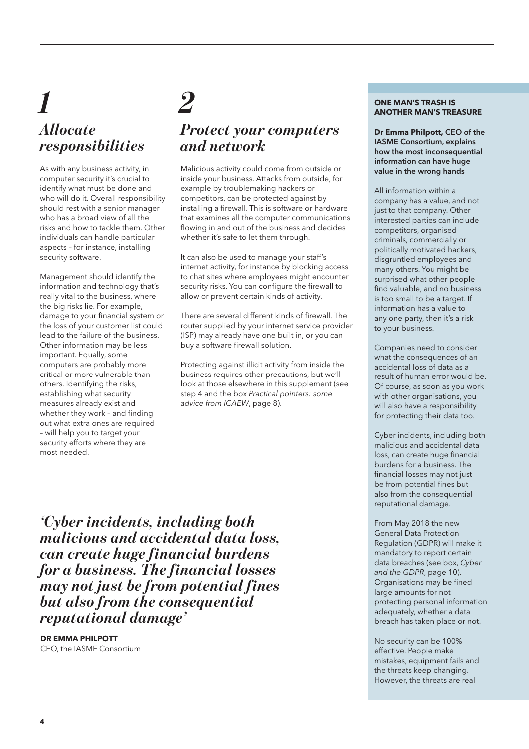## 1

### *Allocate responsibilities*

As with any business activity, in computer security it's crucial to identify what must be done and who will do it. Overall responsibility should rest with a senior manager who has a broad view of all the risks and how to tackle them. Other individuals can handle particular aspects – for instance, installing security software.

Management should identify the information and technology that's really vital to the business, where the big risks lie. For example, damage to your financial system or the loss of your customer list could lead to the failure of the business. Other information may be less important. Equally, some computers are probably more critical or more vulnerable than others. Identifying the risks, establishing what security measures already exist and whether they work – and finding out what extra ones are required – will help you to target your security efforts where they are most needed.

## 2

### *Protect your computers and network*

Malicious activity could come from outside or inside your business. Attacks from outside, for example by troublemaking hackers or competitors, can be protected against by installing a firewall. This is software or hardware that examines all the computer communications flowing in and out of the business and decides whether it's safe to let them through.

It can also be used to manage your staff's internet activity, for instance by blocking access to chat sites where employees might encounter security risks. You can configure the firewall to allow or prevent certain kinds of activity.

There are several different kinds of firewall. The router supplied by your internet service provider (ISP) may already have one built in, or you can buy a software firewall solution.

Protecting against illicit activity from inside the business requires other precautions, but we'll look at those elsewhere in this supplement (see step 4 and the box *Practical pointers: some advice from ICAEW*, page 8).

> *'Cyber incidents, including both malicious and accidental data loss, can create huge financial burdens for a business. The financial losses may not just be from potential fines but also from the consequential reputational damage'*
>
> **DR EMMA PHILPOTT**
> CEO, the IASME Consortium

---

**ONE MAN'S TRASH IS ANOTHER MAN'S TREASURE**

**Dr Emma Philpott, CEO of the IASME Consortium, explains how the most inconsequential information can have huge value in the wrong hands**

All information within a company has a value, and not just to that company. Other interested parties can include competitors, organised criminals, commercially or politically motivated hackers, disgruntled employees and many others. You might be surprised what other people find valuable, and no business is too small to be a target. If information has a value to any one party, then it's a risk to your business.

Companies need to consider what the consequences of an accidental loss of data as a result of human error would be. Of course, as soon as you work with other organisations, you will also have a responsibility for protecting their data too.

Cyber incidents, including both malicious and accidental data loss, can create huge financial burdens for a business. The financial losses may not just be from potential fines but also from the consequential reputational damage.

From May 2018 the new General Data Protection Regulation (GDPR) will make it mandatory to report certain data breaches (see box, *Cyber and the GDPR*, page 10). Organisations may be fined large amounts for not protecting personal information adequately, whether a data breach has taken place or not.

No security can be 100% effective. People make mistakes, equipment fails and the threats keep changing. However, the threats are real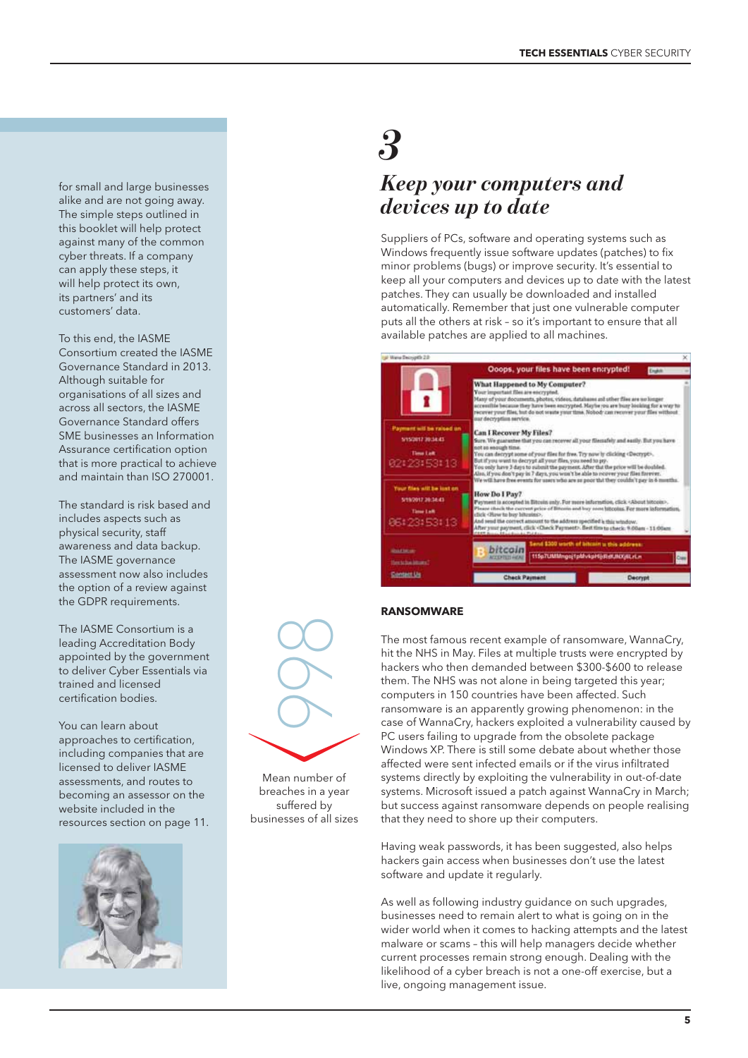for small and large businesses alike and are not going away. The simple steps outlined in this booklet will help protect against many of the common cyber threats. If a company can apply these steps, it will help protect its own, its partners' and its customers' data.

To this end, the IASME Consortium created the IASME Governance Standard in 2013. Although suitable for organisations of all sizes and across all sectors, the IASME Governance Standard offers SME businesses an Information Assurance certification option that is more practical to achieve and maintain than ISO 270001.

The standard is risk based and includes aspects such as physical security, staff awareness and data backup. The IASME governance assessment now also includes the option of a review against the GDPR requirements.

The IASME Consortium is a leading Accreditation Body appointed by the government to deliver Cyber Essentials via trained and licensed certification bodies.

You can learn about approaches to certification, including companies that are licensed to deliver IASME assessments, and routes to becoming an assessor on the website included in the resources section on page 11.

998

Mean number of breaches in a year suffered by businesses of all sizes

# *3*

## *Keep your computers and devices up to date*

Suppliers of PCs, software and operating systems such as Windows frequently issue software updates (patches) to fix minor problems (bugs) or improve security. It's essential to keep all your computers and devices up to date with the latest patches. They can usually be downloaded and installed automatically. Remember that just one vulnerable computer puts all the others at risk – so it's important to ensure that all available patches are applied to all machines.

### RANSOMWARE

The most famous recent example of ransomware, WannaCry, hit the NHS in May. Files at multiple trusts were encrypted by hackers who then demanded between $300-$600 to release them. The NHS was not alone in being targeted this year; computers in 150 countries have been affected. Such ransomware is an apparently growing phenomenon: in the case of WannaCry, hackers exploited a vulnerability caused by PC users failing to upgrade from the obsolete package Windows XP. There is still some debate about whether those affected were sent infected emails or if the virus infiltrated systems directly by exploiting the vulnerability in out-of-date systems. Microsoft issued a patch against WannaCry in March; but success against ransomware depends on people realising that they need to shore up their computers.

Having weak passwords, it has been suggested, also helps hackers gain access when businesses don't use the latest software and update it regularly.

As well as following industry guidance on such upgrades, businesses need to remain alert to what is going on in the wider world when it comes to hacking attempts and the latest malware or scams – this will help managers decide whether current processes remain strong enough. Dealing with the likelihood of a cyber breach is not a one-off exercise, but a live, ongoing management issue.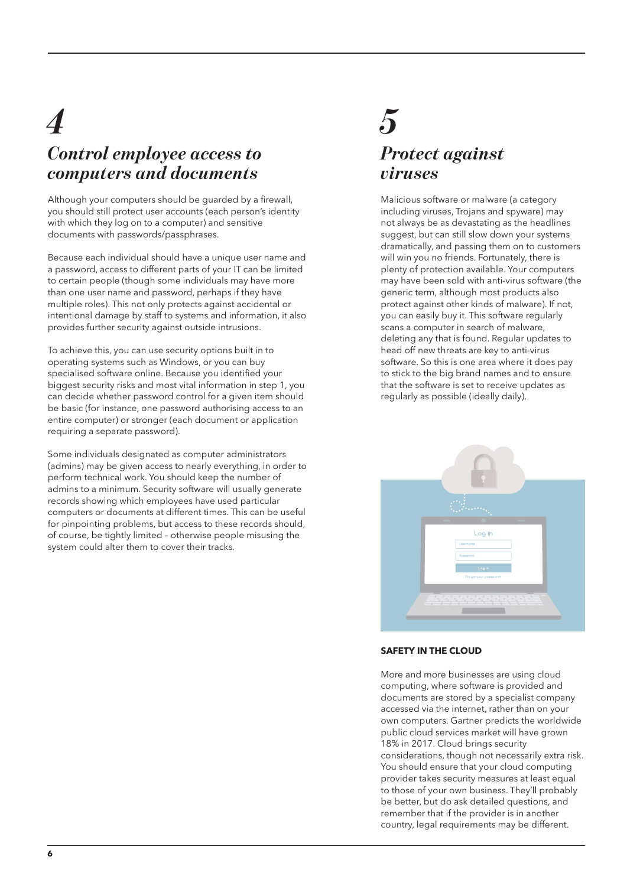# 4

## *Control employee access to computers and documents*

Although your computers should be guarded by a firewall, you should still protect user accounts (each person's identity with which they log on to a computer) and sensitive documents with passwords/passphrases.

Because each individual should have a unique user name and a password, access to different parts of your IT can be limited to certain people (though some individuals may have more than one user name and password, perhaps if they have multiple roles). This not only protects against accidental or intentional damage by staff to systems and information, it also provides further security against outside intrusions.

To achieve this, you can use security options built in to operating systems such as Windows, or you can buy specialised software online. Because you identified your biggest security risks and most vital information in step 1, you can decide whether password control for a given item should be basic (for instance, one password authorising access to an entire computer) or stronger (each document or application requiring a separate password).

Some individuals designated as computer administrators (admins) may be given access to nearly everything, in order to perform technical work. You should keep the number of admins to a minimum. Security software will usually generate records showing which employees have used particular computers or documents at different times. This can be useful for pinpointing problems, but access to these records should, of course, be tightly limited – otherwise people misusing the system could alter them to cover their tracks.

# 5

## *Protect against viruses*

Malicious software or malware (a category including viruses, Trojans and spyware) may not always be as devastating as the headlines suggest, but can still slow down your systems dramatically, and passing them on to customers will win you no friends. Fortunately, there is plenty of protection available. Your computers may have been sold with anti-virus software (the generic term, although most products also protect against other kinds of malware). If not, you can easily buy it. This software regularly scans a computer in search of malware, deleting any that is found. Regular updates to head off new threats are key to anti-virus software. So this is one area where it does pay to stick to the big brand names and to ensure that the software is set to receive updates as regularly as possible (ideally daily).

### SAFETY IN THE CLOUD

More and more businesses are using cloud computing, where software is provided and documents are stored by a specialist company accessed via the internet, rather than on your own computers. Gartner predicts the worldwide public cloud services market will have grown 18% in 2017. Cloud brings security considerations, though not necessarily extra risk. You should ensure that your cloud computing provider takes security measures at least equal to those of your own business. They'll probably be better, but do ask detailed questions, and remember that if the provider is in another country, legal requirements may be different.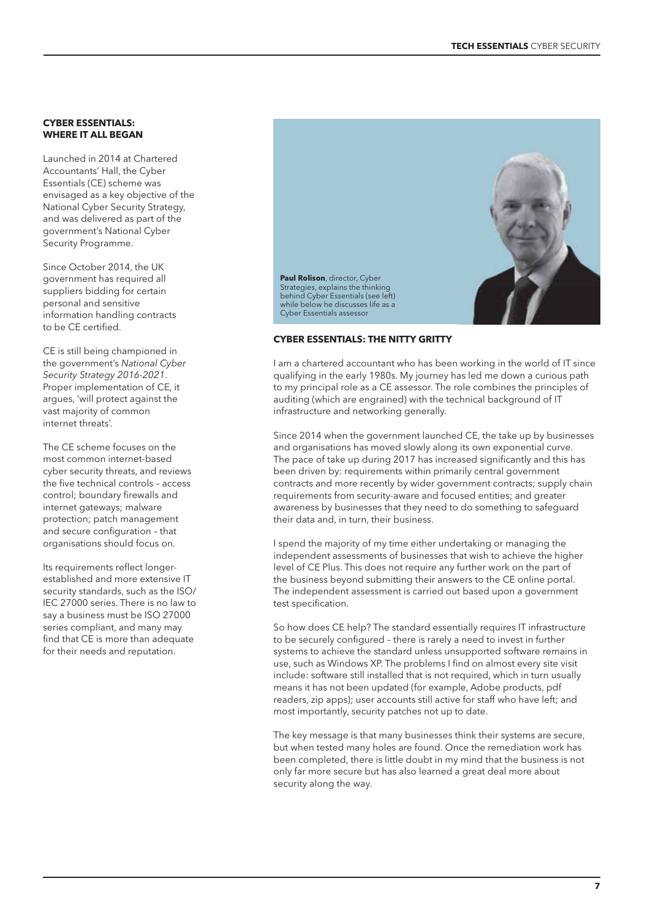## CYBER ESSENTIALS: WHERE IT ALL BEGAN

Launched in 2014 at Chartered Accountants' Hall, the Cyber Essentials (CE) scheme was envisaged as a key objective of the National Cyber Security Strategy, and was delivered as part of the government's National Cyber Security Programme.

Since October 2014, the UK government has required all suppliers bidding for certain personal and sensitive information handling contracts to be CE certified.

CE is still being championed in the government's *National Cyber Security Strategy 2016-2021*. Proper implementation of CE, it argues, 'will protect against the vast majority of common internet threats'.

The CE scheme focuses on the most common internet-based cyber security threats, and reviews the five technical controls – access control; boundary firewalls and internet gateways; malware protection; patch management and secure configuration – that organisations should focus on.

Its requirements reflect longer-established and more extensive IT security standards, such as the ISO/IEC 27000 series. There is no law to say a business must be ISO 27000 series compliant, and many may find that CE is more than adequate for their needs and reputation.

**Paul Rolison**, director, Cyber Strategies, explains the thinking behind Cyber Essentials (see left) while below he discusses life as a Cyber Essentials assessor

## CYBER ESSENTIALS: THE NITTY GRITTY

I am a chartered accountant who has been working in the world of IT since qualifying in the early 1980s. My journey has led me down a curious path to my principal role as a CE assessor. The role combines the principles of auditing (which are engrained) with the technical background of IT infrastructure and networking generally.

Since 2014 when the government launched CE, the take up by businesses and organisations has moved slowly along its own exponential curve. The pace of take up during 2017 has increased significantly and this has been driven by: requirements within primarily central government contracts and more recently by wider government contracts; supply chain requirements from security-aware and focused entities; and greater awareness by businesses that they need to do something to safeguard their data and, in turn, their business.

I spend the majority of my time either undertaking or managing the independent assessments of businesses that wish to achieve the higher level of CE Plus. This does not require any further work on the part of the business beyond submitting their answers to the CE online portal. The independent assessment is carried out based upon a government test specification.

So how does CE help? The standard essentially requires IT infrastructure to be securely configured – there is rarely a need to invest in further systems to achieve the standard unless unsupported software remains in use, such as Windows XP. The problems I find on almost every site visit include: software still installed that is not required, which in turn usually means it has not been updated (for example, Adobe products, pdf readers, zip apps); user accounts still active for staff who have left; and most importantly, security patches not up to date.

The key message is that many businesses think their systems are secure, but when tested many holes are found. Once the remediation work has been completed, there is little doubt in my mind that the business is not only far more secure but has also learned a great deal more about security along the way.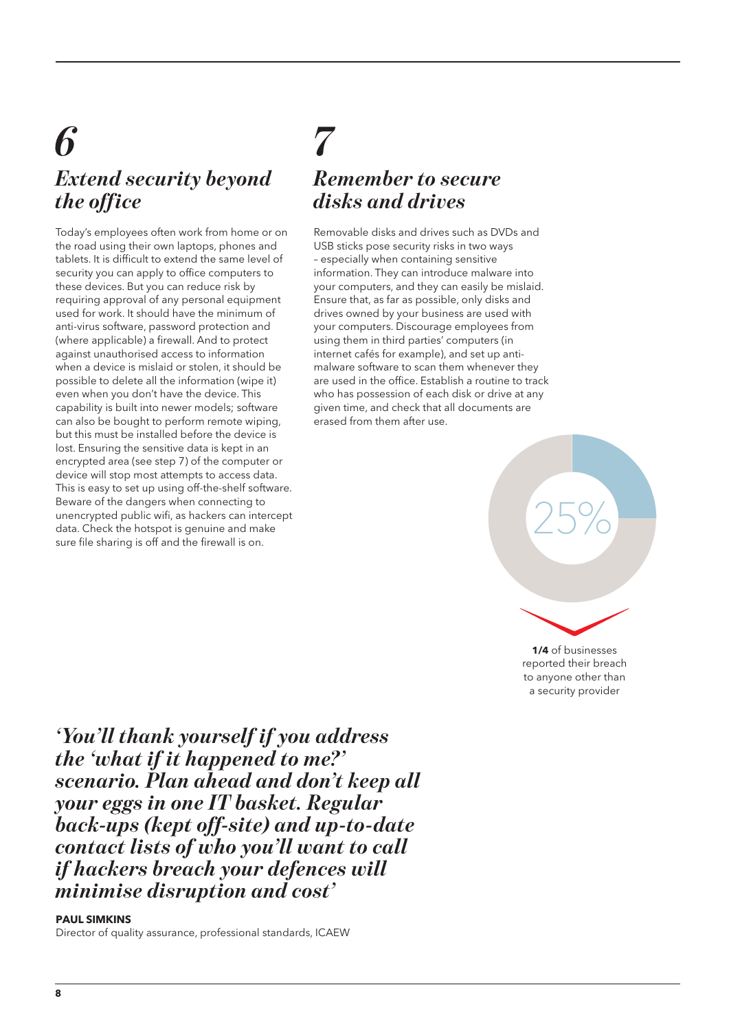## 6

## *Extend security beyond the office*

Today's employees often work from home or on the road using their own laptops, phones and tablets. It is difficult to extend the same level of security you can apply to office computers to these devices. But you can reduce risk by requiring approval of any personal equipment used for work. It should have the minimum of anti-virus software, password protection and (where applicable) a firewall. And to protect against unauthorised access to information when a device is mislaid or stolen, it should be possible to delete all the information (wipe it) even when you don't have the device. This capability is built into newer models; software can also be bought to perform remote wiping, but this must be installed before the device is lost. Ensuring the sensitive data is kept in an encrypted area (see step 7) of the computer or device will stop most attempts to access data. This is easy to set up using off-the-shelf software. Beware of the dangers when connecting to unencrypted public wifi, as hackers can intercept data. Check the hotspot is genuine and make sure file sharing is off and the firewall is on.

## 7

## *Remember to secure disks and drives*

Removable disks and drives such as DVDs and USB sticks pose security risks in two ways – especially when containing sensitive information. They can introduce malware into your computers, and they can easily be mislaid. Ensure that, as far as possible, only disks and drives owned by your business are used with your computers. Discourage employees from using them in third parties' computers (in internet cafés for example), and set up anti-malware software to scan them whenever they are used in the office. Establish a routine to track who has possession of each disk or drive at any given time, and check that all documents are erased from them after use.

25%

**1/4** of businesses reported their breach to anyone other than a security provider

*'You'll thank yourself if you address the 'what if it happened to me?' scenario. Plan ahead and don't keep all your eggs in one IT basket. Regular back-ups (kept off-site) and up-to-date contact lists of who you'll want to call if hackers breach your defences will minimise disruption and cost'*

**PAUL SIMKINS**
Director of quality assurance, professional standards, ICAEW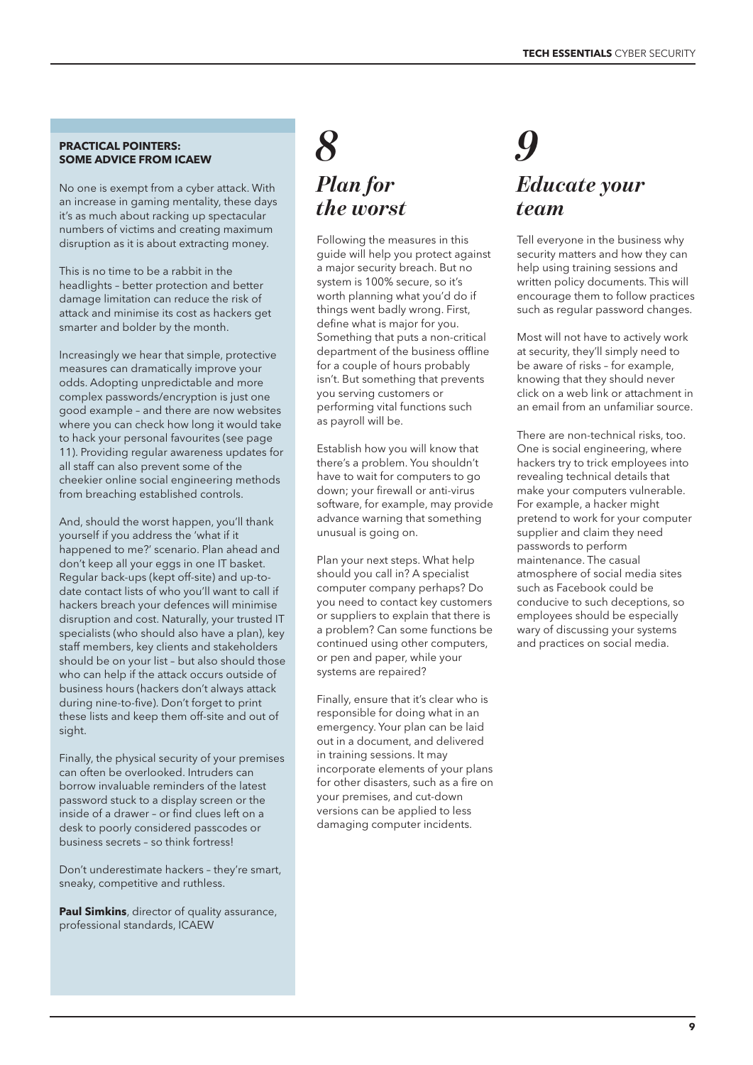**PRACTICAL POINTERS: SOME ADVICE FROM ICAEW**

No one is exempt from a cyber attack. With an increase in gaming mentality, these days it's as much about racking up spectacular numbers of victims and creating maximum disruption as it is about extracting money.

This is no time to be a rabbit in the headlights – better protection and better damage limitation can reduce the risk of attack and minimise its cost as hackers get smarter and bolder by the month.

Increasingly we hear that simple, protective measures can dramatically improve your odds. Adopting unpredictable and more complex passwords/encryption is just one good example – and there are now websites where you can check how long it would take to hack your personal favourites (see page 11). Providing regular awareness updates for all staff can also prevent some of the cheekier online social engineering methods from breaching established controls.

And, should the worst happen, you'll thank yourself if you address the 'what if it happened to me?' scenario. Plan ahead and don't keep all your eggs in one IT basket. Regular back-ups (kept off-site) and up-to-date contact lists of who you'll want to call if hackers breach your defences will minimise disruption and cost. Naturally, your trusted IT specialists (who should also have a plan), key staff members, key clients and stakeholders should be on your list – but also should those who can help if the attack occurs outside of business hours (hackers don't always attack during nine-to-five). Don't forget to print these lists and keep them off-site and out of sight.

Finally, the physical security of your premises can often be overlooked. Intruders can borrow invaluable reminders of the latest password stuck to a display screen or the inside of a drawer – or find clues left on a desk to poorly considered passcodes or business secrets – so think fortress!

Don't underestimate hackers – they're smart, sneaky, competitive and ruthless.

**Paul Simkins**, director of quality assurance, professional standards, ICAEW

## *8*

## *Plan for the worst*

Following the measures in this guide will help you protect against a major security breach. But no system is 100% secure, so it's worth planning what you'd do if things went badly wrong. First, define what is major for you. Something that puts a non-critical department of the business offline for a couple of hours probably isn't. But something that prevents you serving customers or performing vital functions such as payroll will be.

Establish how you will know that there's a problem. You shouldn't have to wait for computers to go down; your firewall or anti-virus software, for example, may provide advance warning that something unusual is going on.

Plan your next steps. What help should you call in? A specialist computer company perhaps? Do you need to contact key customers or suppliers to explain that there is a problem? Can some functions be continued using other computers, or pen and paper, while your systems are repaired?

Finally, ensure that it's clear who is responsible for doing what in an emergency. Your plan can be laid out in a document, and delivered in training sessions. It may incorporate elements of your plans for other disasters, such as a fire on your premises, and cut-down versions can be applied to less damaging computer incidents.

## *9*

## *Educate your team*

Tell everyone in the business why security matters and how they can help using training sessions and written policy documents. This will encourage them to follow practices such as regular password changes.

Most will not have to actively work at security, they'll simply need to be aware of risks – for example, knowing that they should never click on a web link or attachment in an email from an unfamiliar source.

There are non-technical risks, too. One is social engineering, where hackers try to trick employees into revealing technical details that make your computers vulnerable. For example, a hacker might pretend to work for your computer supplier and claim they need passwords to perform maintenance. The casual atmosphere of social media sites such as Facebook could be conducive to such deceptions, so employees should be especially wary of discussing your systems and practices on social media.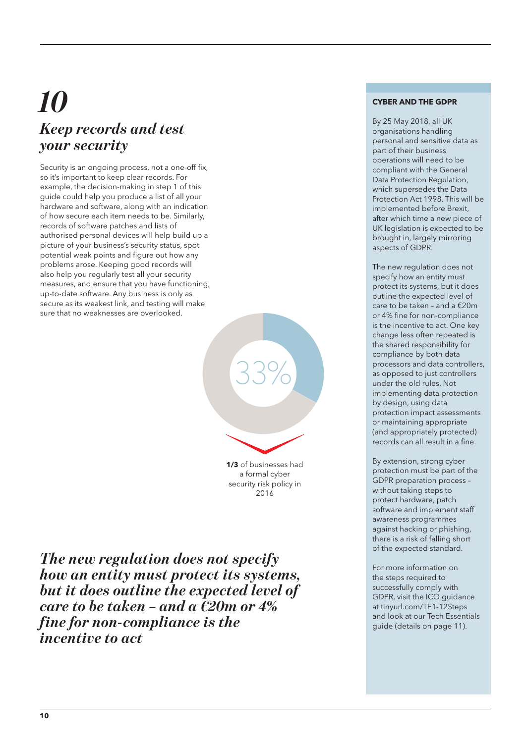# 10

## *Keep records and test your security*

Security is an ongoing process, not a one-off fix, so it's important to keep clear records. For example, the decision-making in step 1 of this guide could help you produce a list of all your hardware and software, along with an indication of how secure each item needs to be. Similarly, records of software patches and lists of authorised personal devices will help build up a picture of your business's security status, spot potential weak points and figure out how any problems arose. Keeping good records will also help you regularly test all your security measures, and ensure that you have functioning, up-to-date software. Any business is only as secure as its weakest link, and testing will make sure that no weaknesses are overlooked.

33%

**1/3** of businesses had a formal cyber security risk policy in 2016

***The new regulation does not specify how an entity must protect its systems, but it does outline the expected level of care to be taken – and a €20m or 4% fine for non-compliance is the incentive to act***

**CYBER AND THE GDPR**

By 25 May 2018, all UK organisations handling personal and sensitive data as part of their business operations will need to be compliant with the General Data Protection Regulation, which supersedes the Data Protection Act 1998. This will be implemented before Brexit, after which time a new piece of UK legislation is expected to be brought in, largely mirroring aspects of GDPR.

The new regulation does not specify how an entity must protect its systems, but it does outline the expected level of care to be taken – and a €20m or 4% fine for non-compliance is the incentive to act. One key change less often repeated is the shared responsibility for compliance by both data processors and data controllers, as opposed to just controllers under the old rules. Not implementing data protection by design, using data protection impact assessments or maintaining appropriate (and appropriately protected) records can all result in a fine.

By extension, strong cyber protection must be part of the GDPR preparation process – without taking steps to protect hardware, patch software and implement staff awareness programmes against hacking or phishing, there is a risk of falling short of the expected standard.

For more information on the steps required to successfully comply with GDPR, visit the ICO guidance at tinyurl.com/TE1-12Steps and look at our Tech Essentials guide (details on page 11).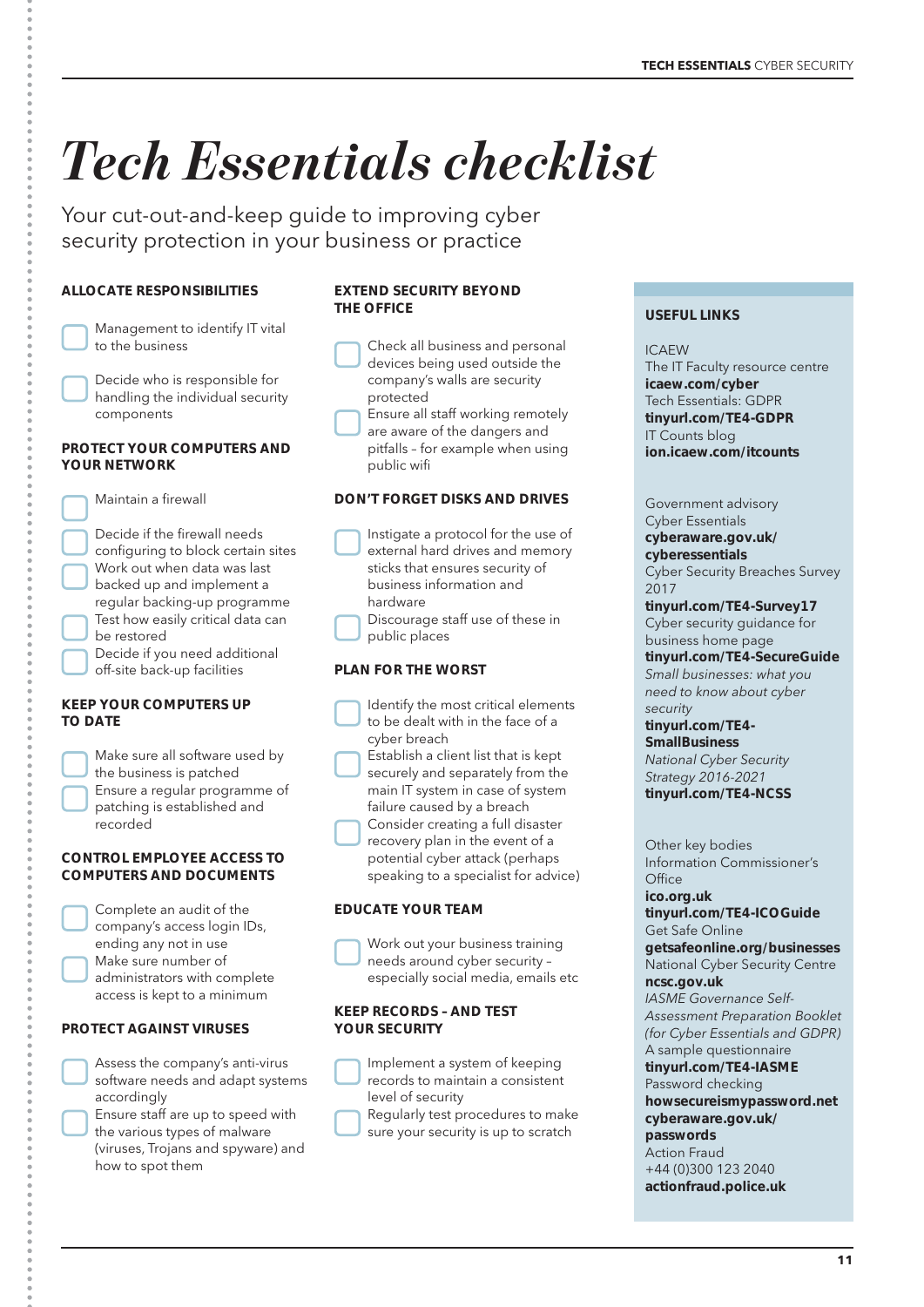# Tech Essentials checklist

Your cut-out-and-keep guide to improving cyber security protection in your business or practice

### ALLOCATE RESPONSIBILITIES

- [ ] Management to identify IT vital to the business
- [ ] Decide who is responsible for handling the individual security components

### PROTECT YOUR COMPUTERS AND YOUR NETWORK

- [ ] Maintain a firewall
- [ ] Decide if the firewall needs configuring to block certain sites
- [ ] Work out when data was last backed up and implement a regular backing-up programme
- [ ] Test how easily critical data can be restored
- [ ] Decide if you need additional off-site back-up facilities

### KEEP YOUR COMPUTERS UP TO DATE

- [ ] Make sure all software used by the business is patched
- [ ] Ensure a regular programme of patching is established and recorded

### CONTROL EMPLOYEE ACCESS TO COMPUTERS AND DOCUMENTS

- [ ] Complete an audit of the company's access login IDs, ending any not in use
- [ ] Make sure number of administrators with complete access is kept to a minimum

### PROTECT AGAINST VIRUSES

- [ ] Assess the company's anti-virus software needs and adapt systems accordingly
- [ ] Ensure staff are up to speed with the various types of malware (viruses, Trojans and spyware) and how to spot them

### EXTEND SECURITY BEYOND THE OFFICE

- [ ] Check all business and personal devices being used outside the company's walls are security protected
- [ ] Ensure all staff working remotely are aware of the dangers and pitfalls – for example when using public wifi

### DON'T FORGET DISKS AND DRIVES

- [ ] Instigate a protocol for the use of external hard drives and memory sticks that ensures security of business information and hardware
- [ ] Discourage staff use of these in public places

### PLAN FOR THE WORST

- [ ] Identify the most critical elements to be dealt with in the face of a cyber breach
- [ ] Establish a client list that is kept securely and separately from the main IT system in case of system failure caused by a breach
- [ ] Consider creating a full disaster recovery plan in the event of a potential cyber attack (perhaps speaking to a specialist for advice)

### EDUCATE YOUR TEAM

- [ ] Work out your business training needs around cyber security – especially social media, emails etc

### KEEP RECORDS – AND TEST YOUR SECURITY

- [ ] Implement a system of keeping records to maintain a consistent level of security
- [ ] Regularly test procedures to make sure your security is up to scratch

### USEFUL LINKS

ICAEW
The IT Faculty resource centre
**icaew.com/cyber**
Tech Essentials: GDPR
**tinyurl.com/TE4-GDPR**
IT Counts blog
**ion.icaew.com/itcounts**

Government advisory
Cyber Essentials
**cyberaware.gov.uk/cyberessentials**
Cyber Security Breaches Survey 2017
**tinyurl.com/TE4-Survey17**
Cyber security guidance for business home page
**tinyurl.com/TE4-SecureGuide**
*Small businesses: what you need to know about cyber security*
**tinyurl.com/TE4-SmallBusiness**
*National Cyber Security Strategy 2016-2021*
**tinyurl.com/TE4-NCSS**

Other key bodies
Information Commissioner's Office
**ico.org.uk**
**tinyurl.com/TE4-ICOGuide**
Get Safe Online
**getsafeonline.org/businesses**
National Cyber Security Centre
**ncsc.gov.uk**
*IASME Governance Self-Assessment Preparation Booklet (for Cyber Essentials and GDPR)*
A sample questionnaire
**tinyurl.com/TE4-IASME**
Password checking
**howsecureismypassword.net**
**cyberaware.gov.uk/passwords**
Action Fraud
+44 (0)300 123 2040
**actionfraud.police.uk**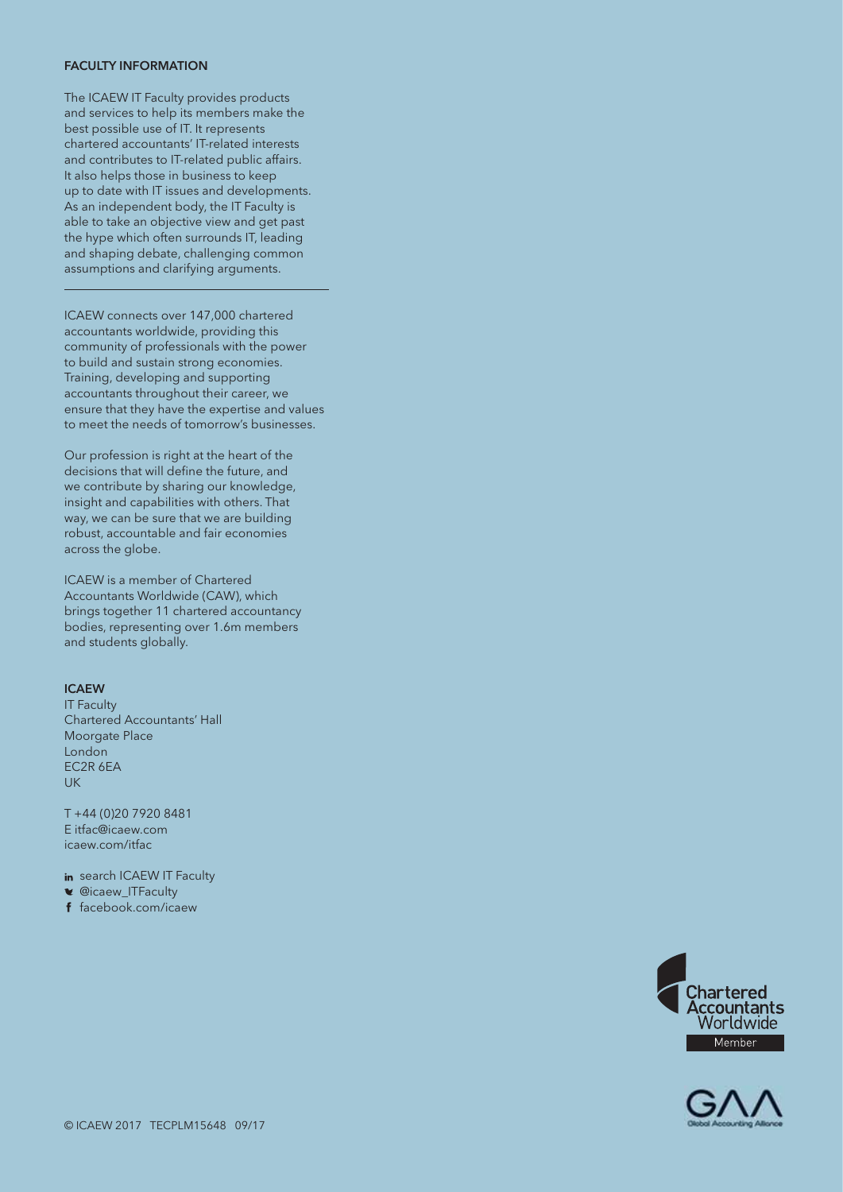**FACULTY INFORMATION**

The ICAEW IT Faculty provides products and services to help its members make the best possible use of IT. It represents chartered accountants' IT-related interests and contributes to IT-related public affairs. It also helps those in business to keep up to date with IT issues and developments. As an independent body, the IT Faculty is able to take an objective view and get past the hype which often surrounds IT, leading and shaping debate, challenging common assumptions and clarifying arguments.

---

ICAEW connects over 147,000 chartered accountants worldwide, providing this community of professionals with the power to build and sustain strong economies. Training, developing and supporting accountants throughout their career, we ensure that they have the expertise and values to meet the needs of tomorrow's businesses.

Our profession is right at the heart of the decisions that will define the future, and we contribute by sharing our knowledge, insight and capabilities with others. That way, we can be sure that we are building robust, accountable and fair economies across the globe.

ICAEW is a member of Chartered Accountants Worldwide (CAW), which brings together 11 chartered accountancy bodies, representing over 1.6m members and students globally.

**ICAEW**
IT Faculty
Chartered Accountants' Hall
Moorgate Place
London
EC2R 6EA
UK

T +44 (0)20 7920 8481
E itfac@icaew.com
icaew.com/itfac

in search ICAEW IT Faculty
@icaew_ITFaculty
f facebook.com/icaew

Chartered Accountants Worldwide
Member

GAA Global Accounting Alliance

© ICAEW 2017 TECPLM15648 09/17